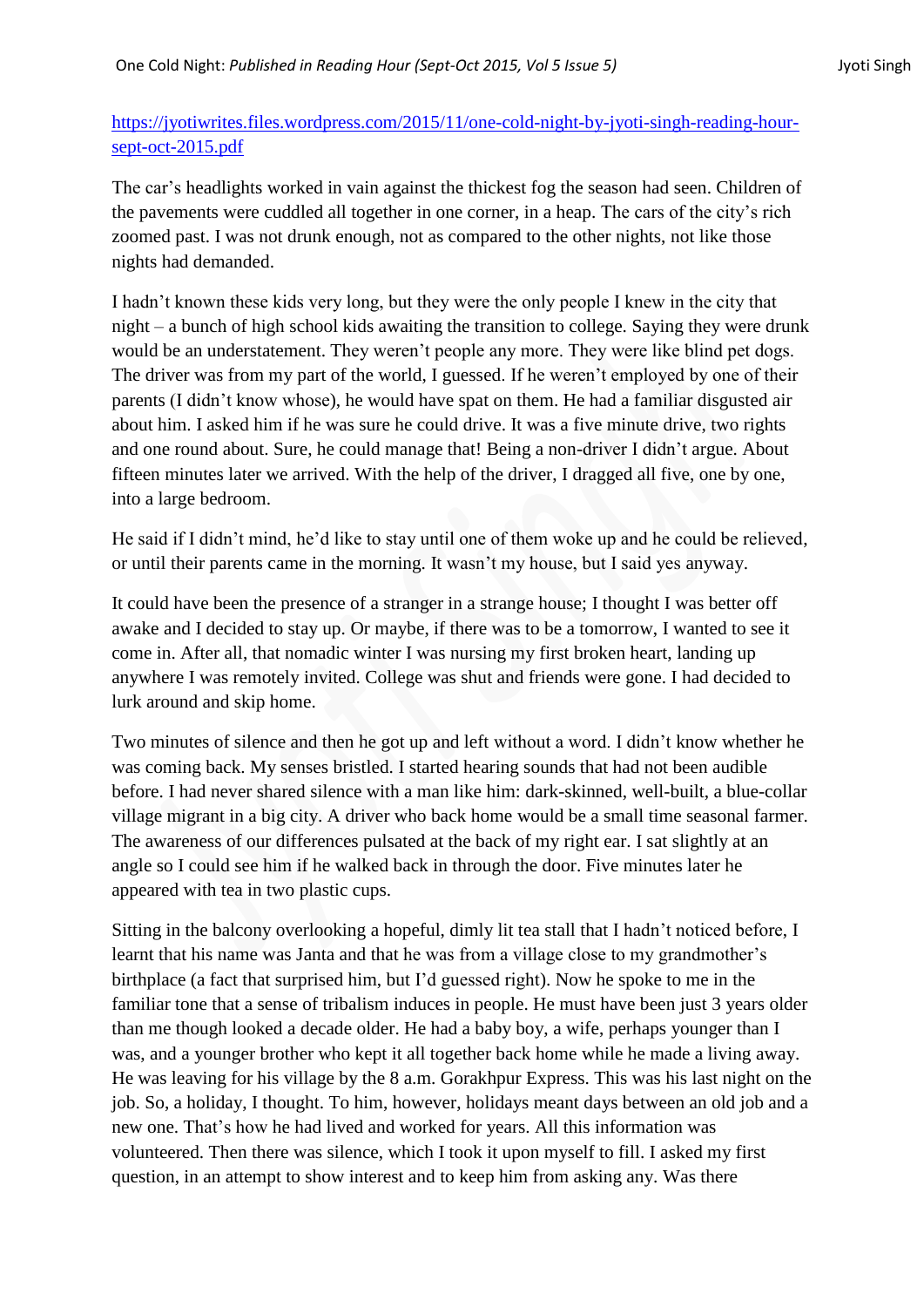https://jyotiwrites.files.wordpress.com/2015/11/one-cold-night-by-jyoti-singh-reading-hour-sept-oct-2015.pdf

The car's headlights worked in vain against the thickest fog the season had seen. Children of the pavements were cuddled all together in one corner, in a heap. The cars of the city's rich zoomed past. I was not drunk enough, not as compared to the other nights, not like those nights had demanded.

I hadn't known these kids very long, but they were the only people I knew in the city that night – a bunch of high school kids awaiting the transition to college. Saying they were drunk would be an understatement. They weren't people any more. They were like blind pet dogs. The driver was from my part of the world, I guessed. If he weren't employed by one of their parents (I didn't know whose), he would have spat on them. He had a familiar disgusted air about him. I asked him if he was sure he could drive. It was a five minute drive, two rights and one round about. Sure, he could manage that! Being a non-driver I didn't argue. About fifteen minutes later we arrived. With the help of the driver, I dragged all five, one by one, into a large bedroom.

He said if I didn't mind, he'd like to stay until one of them woke up and he could be relieved, or until their parents came in the morning. It wasn't my house, but I said yes anyway.

It could have been the presence of a stranger in a strange house; I thought I was better off awake and I decided to stay up. Or maybe, if there was to be a tomorrow, I wanted to see it come in. After all, that nomadic winter I was nursing my first broken heart, landing up anywhere I was remotely invited. College was shut and friends were gone. I had decided to lurk around and skip home.

Two minutes of silence and then he got up and left without a word. I didn't know whether he was coming back. My senses bristled. I started hearing sounds that had not been audible before. I had never shared silence with a man like him: dark-skinned, well-built, a blue-collar village migrant in a big city. A driver who back home would be a small time seasonal farmer. The awareness of our differences pulsated at the back of my right ear. I sat slightly at an angle so I could see him if he walked back in through the door. Five minutes later he appeared with tea in two plastic cups.

Sitting in the balcony overlooking a hopeful, dimly lit tea stall that I hadn't noticed before, I learnt that his name was Janta and that he was from a village close to my grandmother's birthplace (a fact that surprised him, but I'd guessed right). Now he spoke to me in the familiar tone that a sense of tribalism induces in people. He must have been just 3 years older than me though looked a decade older. He had a baby boy, a wife, perhaps younger than I was, and a younger brother who kept it all together back home while he made a living away. He was leaving for his village by the 8 a.m. Gorakhpur Express. This was his last night on the job. So, a holiday, I thought. To him, however, holidays meant days between an old job and a new one. That's how he had lived and worked for years. All this information was volunteered. Then there was silence, which I took it upon myself to fill. I asked my first question, in an attempt to show interest and to keep him from asking any. Was there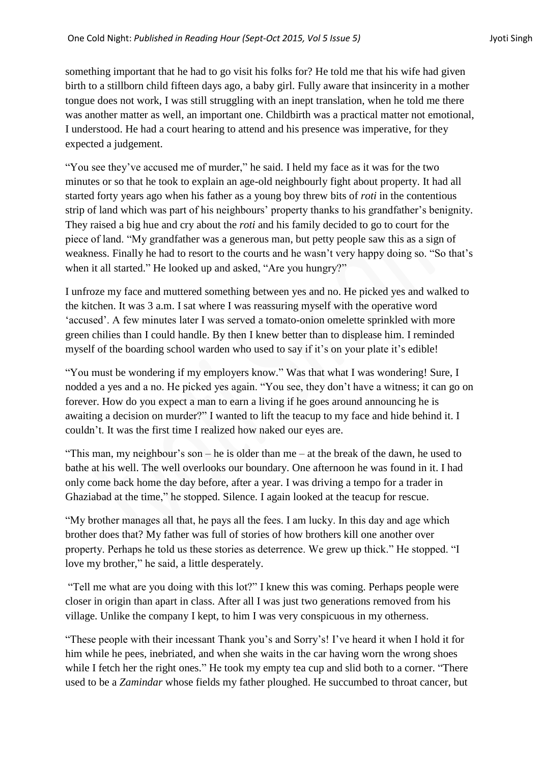something important that he had to go visit his folks for? He told me that his wife had given birth to a stillborn child fifteen days ago, a baby girl. Fully aware that insincerity in a mother tongue does not work, I was still struggling with an inept translation, when he told me there was another matter as well, an important one. Childbirth was a practical matter not emotional, I understood. He had a court hearing to attend and his presence was imperative, for they expected a judgement.

"You see they've accused me of murder," he said. I held my face as it was for the two minutes or so that he took to explain an age-old neighbourly fight about property. It had all started forty years ago when his father as a young boy threw bits of *roti* in the contentious strip of land which was part of his neighbours' property thanks to his grandfather's benignity. They raised a big hue and cry about the *roti* and his family decided to go to court for the piece of land. "My grandfather was a generous man, but petty people saw this as a sign of weakness. Finally he had to resort to the courts and he wasn't very happy doing so. "So that's when it all started." He looked up and asked, "Are you hungry?"

I unfroze my face and muttered something between yes and no. He picked yes and walked to the kitchen. It was 3 a.m. I sat where I was reassuring myself with the operative word 'accused'. A few minutes later I was served a tomato-onion omelette sprinkled with more green chilies than I could handle. By then I knew better than to displease him. I reminded myself of the boarding school warden who used to say if it's on your plate it's edible!

"You must be wondering if my employers know." Was that what I was wondering! Sure, I nodded a yes and a no. He picked yes again. "You see, they don't have a witness; it can go on forever. How do you expect a man to earn a living if he goes around announcing he is awaiting a decision on murder?" I wanted to lift the teacup to my face and hide behind it. I couldn't. It was the first time I realized how naked our eyes are.

"This man, my neighbour's son – he is older than me – at the break of the dawn, he used to bathe at his well. The well overlooks our boundary. One afternoon he was found in it. I had only come back home the day before, after a year. I was driving a tempo for a trader in Ghaziabad at the time," he stopped. Silence. I again looked at the teacup for rescue.

"My brother manages all that, he pays all the fees. I am lucky. In this day and age which brother does that? My father was full of stories of how brothers kill one another over property. Perhaps he told us these stories as deterrence. We grew up thick." He stopped. "I love my brother," he said, a little desperately.

"Tell me what are you doing with this lot?" I knew this was coming. Perhaps people were closer in origin than apart in class. After all I was just two generations removed from his village. Unlike the company I kept, to him I was very conspicuous in my otherness.

"These people with their incessant Thank you's and Sorry's! I've heard it when I hold it for him while he pees, inebriated, and when she waits in the car having worn the wrong shoes while I fetch her the right ones." He took my empty tea cup and slid both to a corner. "There used to be a *Zamindar* whose fields my father ploughed. He succumbed to throat cancer, but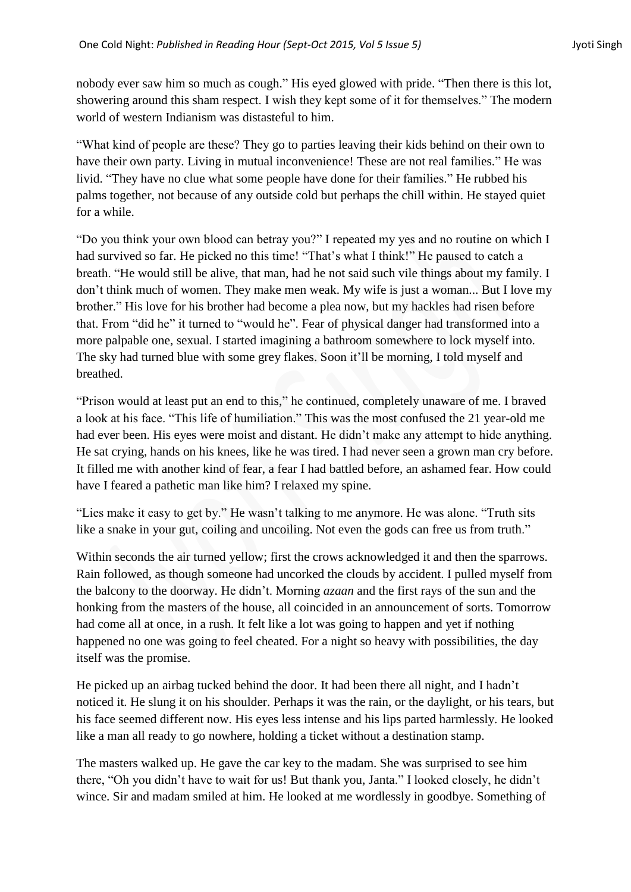nobody ever saw him so much as cough." His eyed glowed with pride. "Then there is this lot, showering around this sham respect. I wish they kept some of it for themselves." The modern world of western Indianism was distasteful to him.

"What kind of people are these? They go to parties leaving their kids behind on their own to have their own party. Living in mutual inconvenience! These are not real families." He was livid. "They have no clue what some people have done for their families." He rubbed his palms together, not because of any outside cold but perhaps the chill within. He stayed quiet for a while.

"Do you think your own blood can betray you?" I repeated my yes and no routine on which I had survived so far. He picked no this time! "That's what I think!" He paused to catch a breath. "He would still be alive, that man, had he not said such vile things about my family. I don't think much of women. They make men weak. My wife is just a woman... But I love my brother." His love for his brother had become a plea now, but my hackles had risen before that. From "did he" it turned to "would he". Fear of physical danger had transformed into a more palpable one, sexual. I started imagining a bathroom somewhere to lock myself into. The sky had turned blue with some grey flakes. Soon it'll be morning, I told myself and breathed.

"Prison would at least put an end to this," he continued, completely unaware of me. I braved a look at his face. "This life of humiliation." This was the most confused the 21 year-old me had ever been. His eyes were moist and distant. He didn't make any attempt to hide anything. He sat crying, hands on his knees, like he was tired. I had never seen a grown man cry before. It filled me with another kind of fear, a fear I had battled before, an ashamed fear. How could have I feared a pathetic man like him? I relaxed my spine.

"Lies make it easy to get by." He wasn't talking to me anymore. He was alone. "Truth sits like a snake in your gut, coiling and uncoiling. Not even the gods can free us from truth."

Within seconds the air turned yellow; first the crows acknowledged it and then the sparrows. Rain followed, as though someone had uncorked the clouds by accident. I pulled myself from the balcony to the doorway. He didn't. Morning *azaan* and the first rays of the sun and the honking from the masters of the house, all coincided in an announcement of sorts. Tomorrow had come all at once, in a rush. It felt like a lot was going to happen and yet if nothing happened no one was going to feel cheated. For a night so heavy with possibilities, the day itself was the promise.

He picked up an airbag tucked behind the door. It had been there all night, and I hadn't noticed it. He slung it on his shoulder. Perhaps it was the rain, or the daylight, or his tears, but his face seemed different now. His eyes less intense and his lips parted harmlessly. He looked like a man all ready to go nowhere, holding a ticket without a destination stamp.

The masters walked up. He gave the car key to the madam. She was surprised to see him there, "Oh you didn't have to wait for us! But thank you, Janta." I looked closely, he didn't wince. Sir and madam smiled at him. He looked at me wordlessly in goodbye. Something of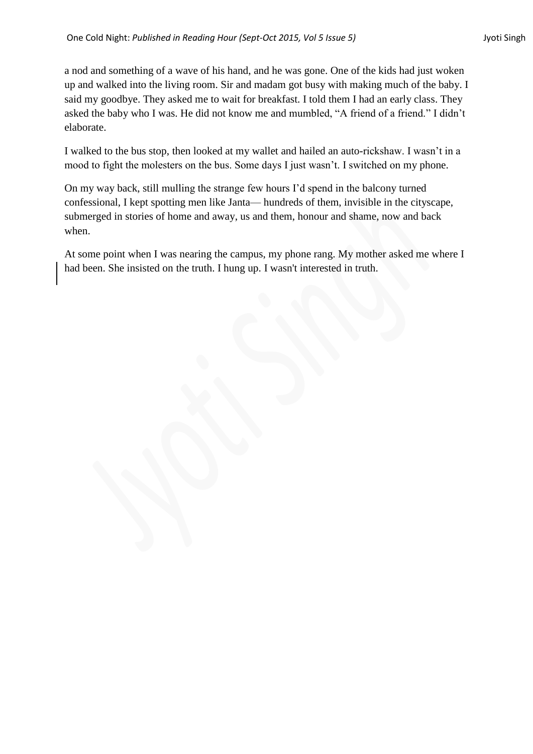a nod and something of a wave of his hand, and he was gone. One of the kids had just woken up and walked into the living room. Sir and madam got busy with making much of the baby. I said my goodbye. They asked me to wait for breakfast. I told them I had an early class. They asked the baby who I was. He did not know me and mumbled, “A friend of a friend.” I didn’t elaborate.

I walked to the bus stop, then looked at my wallet and hailed an auto-rickshaw. I wasn’t in a mood to fight the molesters on the bus. Some days I just wasn’t. I switched on my phone.

On my way back, still mulling the strange few hours I’d spend in the balcony turned confessional, I kept spotting men like Janta— hundreds of them, invisible in the cityscape, submerged in stories of home and away, us and them, honour and shame, now and back when.

At some point when I was nearing the campus, my phone rang. My mother asked me where I had been. She insisted on the truth. I hung up. I wasn't interested in truth.